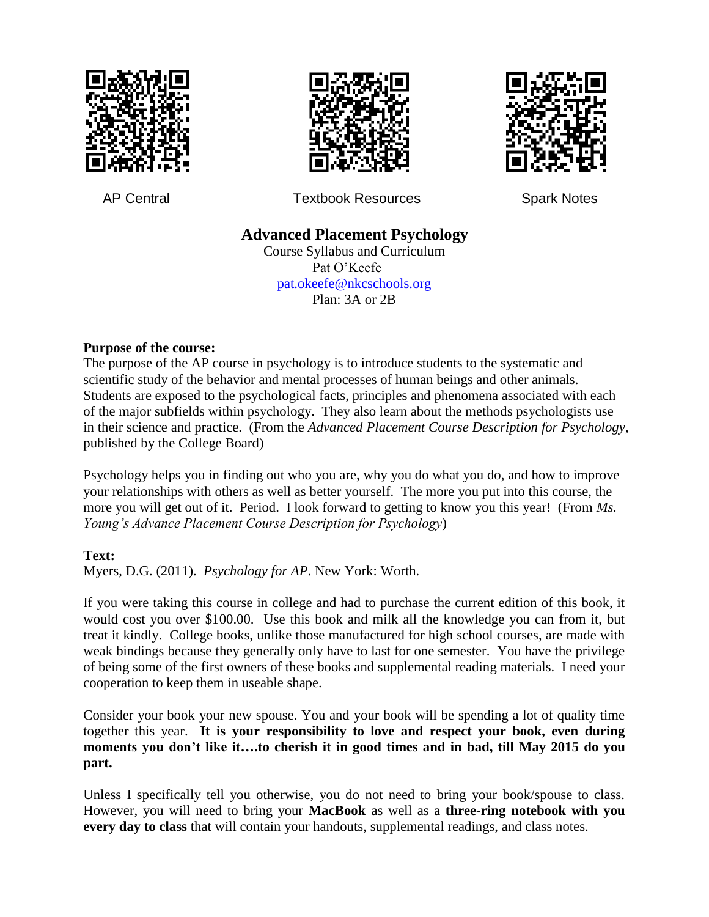AP Central | Textbook Resources | Spark Notes

# Advanced Placement Psychology

Course Syllabus and Curriculum
Pat O'Keefe
pat.okeefe@nkcschools.org
Plan: 3A or 2B

**Purpose of the course:**
The purpose of the AP course in psychology is to introduce students to the systematic and scientific study of the behavior and mental processes of human beings and other animals. Students are exposed to the psychological facts, principles and phenomena associated with each of the major subfields within psychology. They also learn about the methods psychologists use in their science and practice. (From the *Advanced Placement Course Description for Psychology*, published by the College Board)

Psychology helps you in finding out who you are, why you do what you do, and how to improve your relationships with others as well as better yourself. The more you put into this course, the more you will get out of it. Period. I look forward to getting to know you this year! (From *Ms. Young's Advance Placement Course Description for Psychology*)

**Text:**
Myers, D.G. (2011). *Psychology for AP*. New York: Worth.

If you were taking this course in college and had to purchase the current edition of this book, it would cost you over $100.00. Use this book and milk all the knowledge you can from it, but treat it kindly. College books, unlike those manufactured for high school courses, are made with weak bindings because they generally only have to last for one semester. You have the privilege of being some of the first owners of these books and supplemental reading materials. I need your cooperation to keep them in useable shape.

Consider your book your new spouse. You and your book will be spending a lot of quality time together this year. **It is your responsibility to love and respect your book, even during moments you don't like it….to cherish it in good times and in bad, till May 2015 do you part.**

Unless I specifically tell you otherwise, you do not need to bring your book/spouse to class. However, you will need to bring your **MacBook** as well as a **three-ring notebook with you every day to class** that will contain your handouts, supplemental readings, and class notes.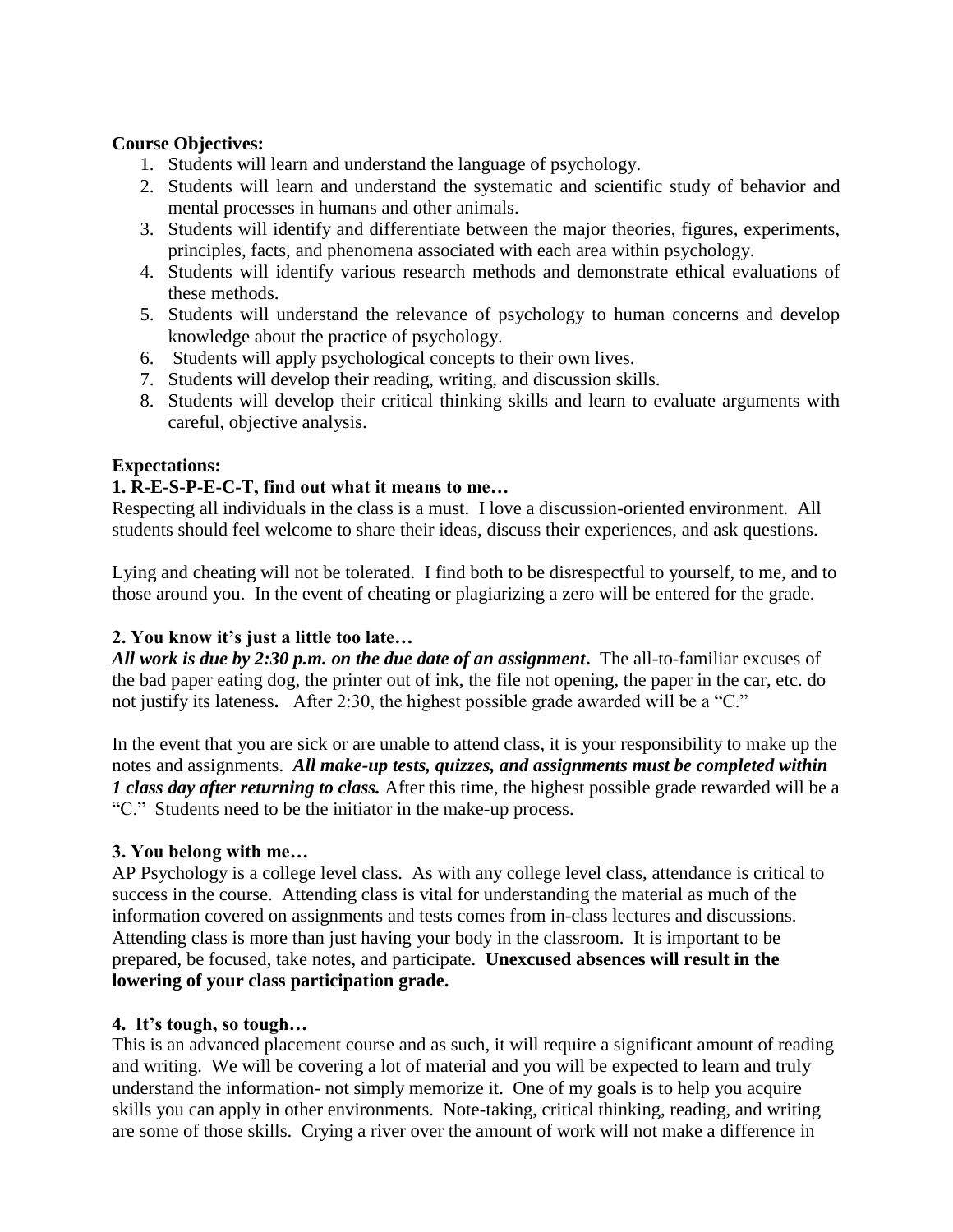**Course Objectives:**

1. Students will learn and understand the language of psychology.
2. Students will learn and understand the systematic and scientific study of behavior and mental processes in humans and other animals.
3. Students will identify and differentiate between the major theories, figures, experiments, principles, facts, and phenomena associated with each area within psychology.
4. Students will identify various research methods and demonstrate ethical evaluations of these methods.
5. Students will understand the relevance of psychology to human concerns and develop knowledge about the practice of psychology.
6. Students will apply psychological concepts to their own lives.
7. Students will develop their reading, writing, and discussion skills.
8. Students will develop their critical thinking skills and learn to evaluate arguments with careful, objective analysis.

**Expectations:**

**1. R-E-S-P-E-C-T, find out what it means to me…**

Respecting all individuals in the class is a must. I love a discussion-oriented environment. All students should feel welcome to share their ideas, discuss their experiences, and ask questions.

Lying and cheating will not be tolerated. I find both to be disrespectful to yourself, to me, and to those around you. In the event of cheating or plagiarizing a zero will be entered for the grade.

**2. You know it's just a little too late…**

***All work is due by 2:30 p.m. on the due date of an assignment*.** The all-to-familiar excuses of the bad paper eating dog, the printer out of ink, the file not opening, the paper in the car, etc. do not justify its lateness**.** After 2:30, the highest possible grade awarded will be a "C."

In the event that you are sick or are unable to attend class, it is your responsibility to make up the notes and assignments. ***All make-up tests, quizzes, and assignments must be completed within 1 class day after returning to class.*** After this time, the highest possible grade rewarded will be a "C." Students need to be the initiator in the make-up process.

**3. You belong with me…**

AP Psychology is a college level class. As with any college level class, attendance is critical to success in the course. Attending class is vital for understanding the material as much of the information covered on assignments and tests comes from in-class lectures and discussions. Attending class is more than just having your body in the classroom. It is important to be prepared, be focused, take notes, and participate. **Unexcused absences will result in the lowering of your class participation grade.**

**4. It's tough, so tough…**

This is an advanced placement course and as such, it will require a significant amount of reading and writing. We will be covering a lot of material and you will be expected to learn and truly understand the information- not simply memorize it. One of my goals is to help you acquire skills you can apply in other environments. Note-taking, critical thinking, reading, and writing are some of those skills. Crying a river over the amount of work will not make a difference in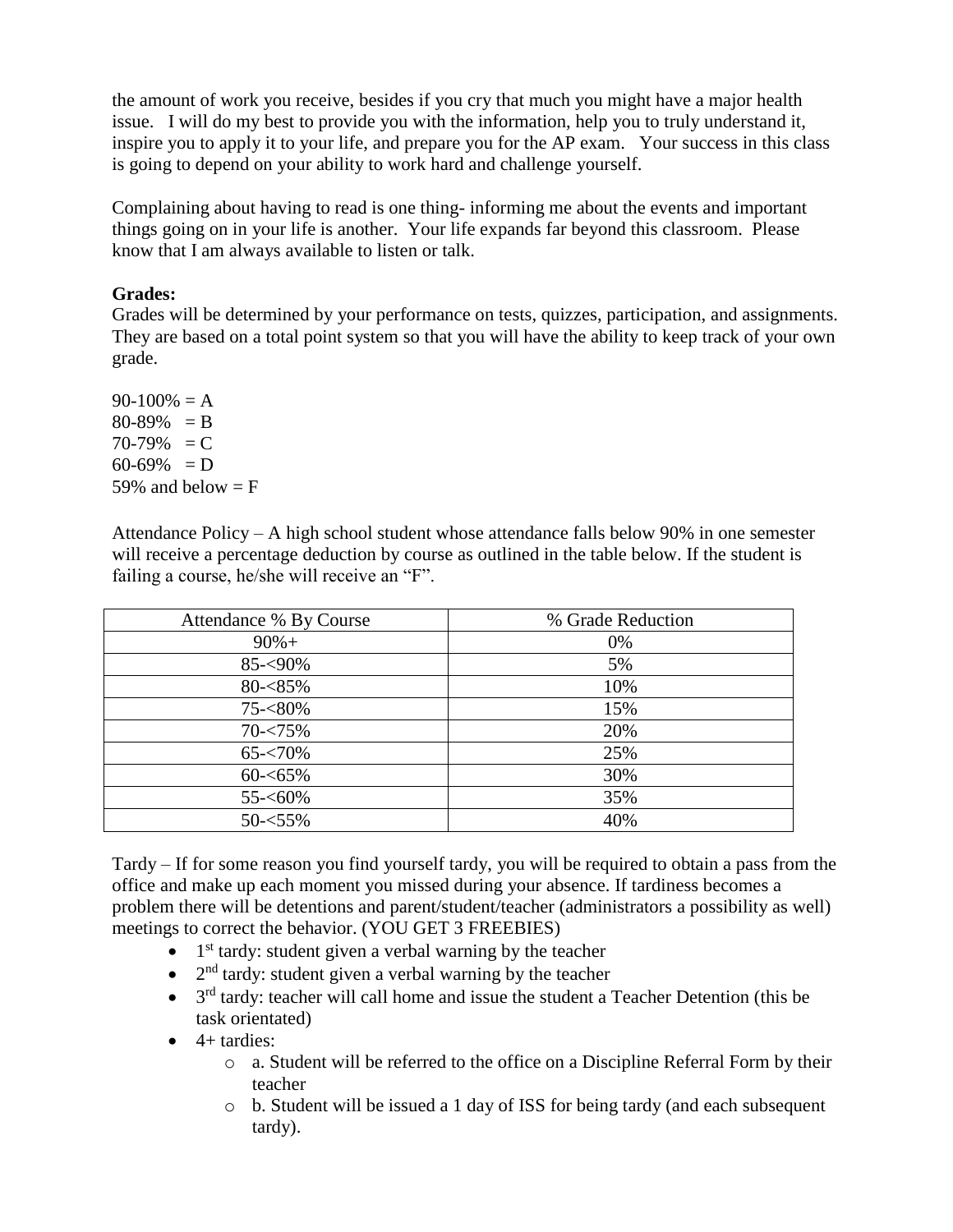the amount of work you receive, besides if you cry that much you might have a major health issue. I will do my best to provide you with the information, help you to truly understand it, inspire you to apply it to your life, and prepare you for the AP exam. Your success in this class is going to depend on your ability to work hard and challenge yourself.

Complaining about having to read is one thing- informing me about the events and important things going on in your life is another. Your life expands far beyond this classroom. Please know that I am always available to listen or talk.

**Grades:**
Grades will be determined by your performance on tests, quizzes, participation, and assignments. They are based on a total point system so that you will have the ability to keep track of your own grade.

90-100% = A
80-89% = B
70-79% = C
60-69% = D
59% and below = F

Attendance Policy – A high school student whose attendance falls below 90% in one semester will receive a percentage deduction by course as outlined in the table below. If the student is failing a course, he/she will receive an "F".

| Attendance % By Course | % Grade Reduction |
|---|---|
| 90%+ | 0% |
| 85-<90% | 5% |
| 80-<85% | 10% |
| 75-<80% | 15% |
| 70-<75% | 20% |
| 65-<70% | 25% |
| 60-<65% | 30% |
| 55-<60% | 35% |
| 50-<55% | 40% |

Tardy – If for some reason you find yourself tardy, you will be required to obtain a pass from the office and make up each moment you missed during your absence. If tardiness becomes a problem there will be detentions and parent/student/teacher (administrators a possibility as well) meetings to correct the behavior. (YOU GET 3 FREEBIES)

- 1st tardy: student given a verbal warning by the teacher
- 2nd tardy: student given a verbal warning by the teacher
- 3rd tardy: teacher will call home and issue the student a Teacher Detention (this be task orientated)
- 4+ tardies:
  - a. Student will be referred to the office on a Discipline Referral Form by their teacher
  - b. Student will be issued a 1 day of ISS for being tardy (and each subsequent tardy).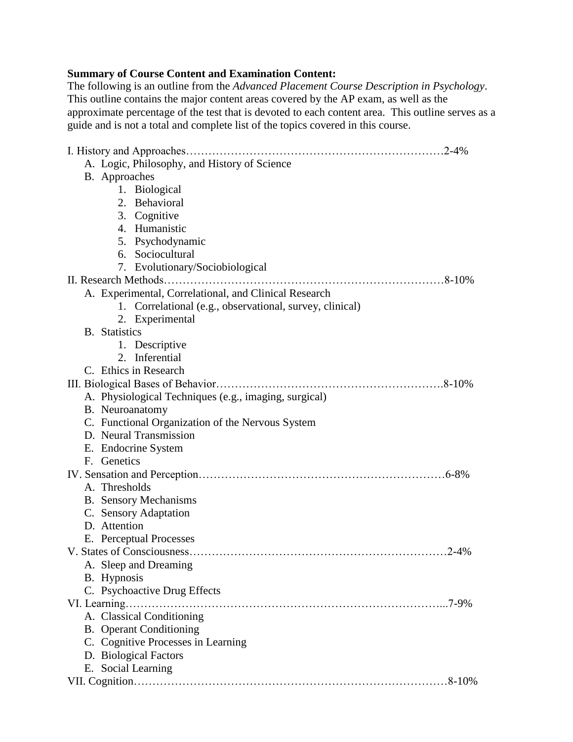**Summary of Course Content and Examination Content:**
The following is an outline from the *Advanced Placement Course Description in Psychology*. This outline contains the major content areas covered by the AP exam, as well as the approximate percentage of the test that is devoted to each content area. This outline serves as a guide and is not a total and complete list of the topics covered in this course.

I. History and Approaches……………………………………………………………2-4%

- A. Logic, Philosophy, and History of Science
- B. Approaches
    1. Biological
    2. Behavioral
    3. Cognitive
    4. Humanistic
    5. Psychodynamic
    6. Sociocultural
    7. Evolutionary/Sociobiological

II. Research Methods…………………………………………………………………8-10%

- A. Experimental, Correlational, and Clinical Research
    1. Correlational (e.g., observational, survey, clinical)
    2. Experimental
- B. Statistics
    1. Descriptive
    2. Inferential
- C. Ethics in Research

III. Biological Bases of Behavior…………………………………………………….8-10%

- A. Physiological Techniques (e.g., imaging, surgical)
- B. Neuroanatomy
- C. Functional Organization of the Nervous System
- D. Neural Transmission
- E. Endocrine System
- F. Genetics

IV. Sensation and Perception…………………………………………………………6-8%

- A. Thresholds
- B. Sensory Mechanisms
- C. Sensory Adaptation
- D. Attention
- E. Perceptual Processes

V. States of Consciousness……………………………………………………………2-4%

- A. Sleep and Dreaming
- B. Hypnosis
- C. Psychoactive Drug Effects

VI. Learning…………………………………………………………………………...7-9%

- A. Classical Conditioning
- B. Operant Conditioning
- C. Cognitive Processes in Learning
- D. Biological Factors
- E. Social Learning

VII. Cognition…………………………………………………………………………8-10%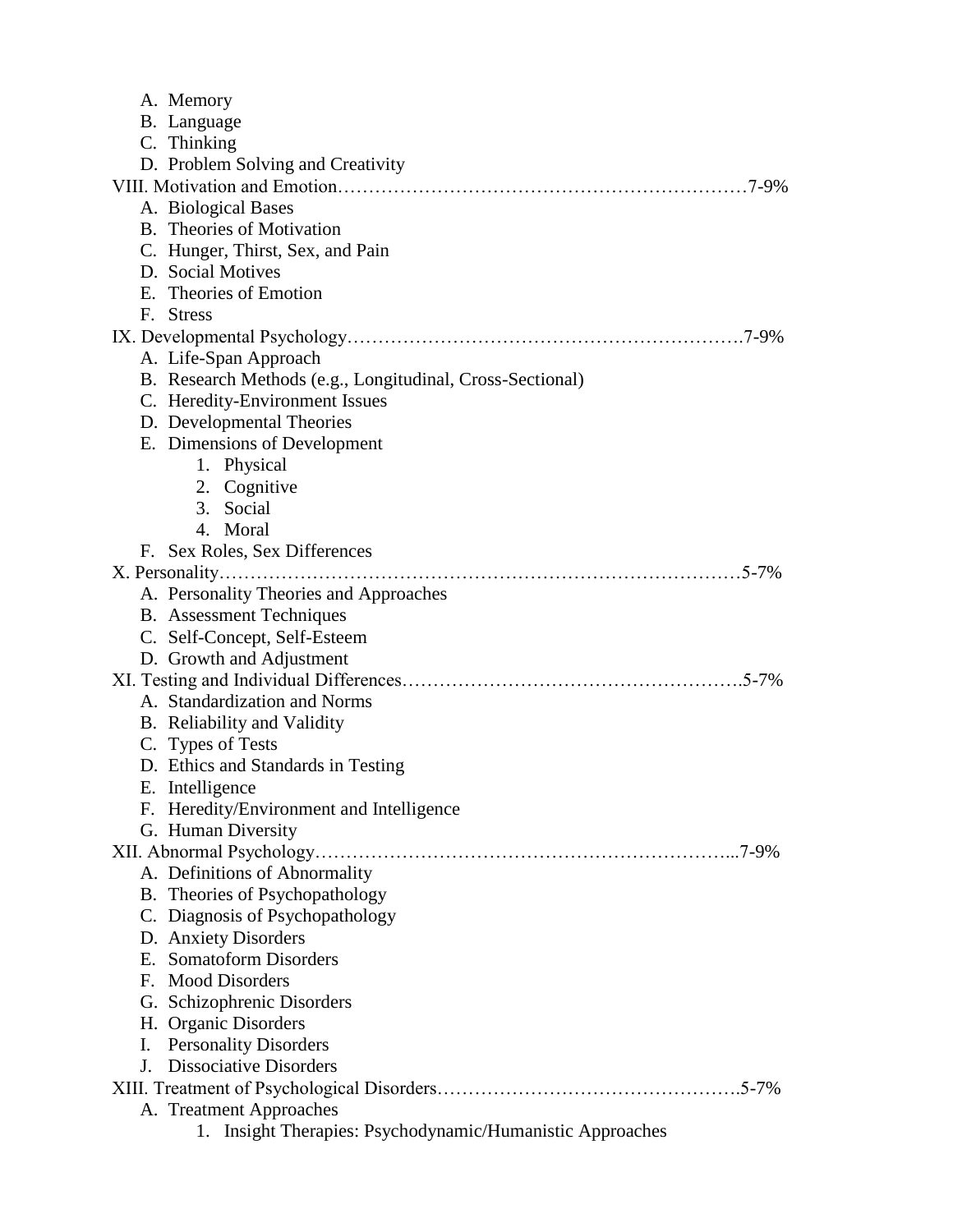- A. Memory
- B. Language
- C. Thinking
- D. Problem Solving and Creativity

VIII. Motivation and Emotion……………………………………………………………7-9%

- A. Biological Bases
- B. Theories of Motivation
- C. Hunger, Thirst, Sex, and Pain
- D. Social Motives
- E. Theories of Emotion
- F. Stress

IX. Developmental Psychology……………………………………………………….7-9%

- A. Life-Span Approach
- B. Research Methods (e.g., Longitudinal, Cross-Sectional)
- C. Heredity-Environment Issues
- D. Developmental Theories
- E. Dimensions of Development
  1. Physical
  2. Cognitive
  3. Social
  4. Moral
- F. Sex Roles, Sex Differences

X. Personality…………………………………………………………………………5-7%

- A. Personality Theories and Approaches
- B. Assessment Techniques
- C. Self-Concept, Self-Esteem
- D. Growth and Adjustment

XI. Testing and Individual Differences……………………………………………….5-7%

- A. Standardization and Norms
- B. Reliability and Validity
- C. Types of Tests
- D. Ethics and Standards in Testing
- E. Intelligence
- F. Heredity/Environment and Intelligence
- G. Human Diversity

XII. Abnormal Psychology…………………………………………………………...7-9%

- A. Definitions of Abnormality
- B. Theories of Psychopathology
- C. Diagnosis of Psychopathology
- D. Anxiety Disorders
- E. Somatoform Disorders
- F. Mood Disorders
- G. Schizophrenic Disorders
- H. Organic Disorders
- I. Personality Disorders
- J. Dissociative Disorders

XIII. Treatment of Psychological Disorders………………………………………….5-7%

- A. Treatment Approaches
  1. Insight Therapies: Psychodynamic/Humanistic Approaches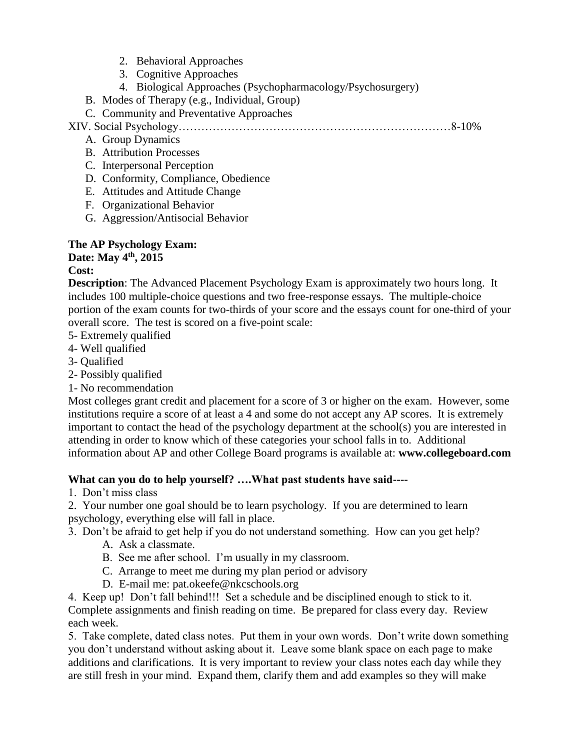2. Behavioral Approaches
3. Cognitive Approaches
4. Biological Approaches (Psychopharmacology/Psychosurgery)

B. Modes of Therapy (e.g., Individual, Group)

C. Community and Preventative Approaches

XIV. Social Psychology……………………………………………………………8-10%

A. Group Dynamics
B. Attribution Processes
C. Interpersonal Perception
D. Conformity, Compliance, Obedience
E. Attitudes and Attitude Change
F. Organizational Behavior
G. Aggression/Antisocial Behavior

**The AP Psychology Exam:**
**Date: May 4th, 2015**
**Cost:**

**Description**: The Advanced Placement Psychology Exam is approximately two hours long. It includes 100 multiple-choice questions and two free-response essays. The multiple-choice portion of the exam counts for two-thirds of your score and the essays count for one-third of your overall score. The test is scored on a five-point scale:

5- Extremely qualified
4- Well qualified
3- Qualified
2- Possibly qualified
1- No recommendation

Most colleges grant credit and placement for a score of 3 or higher on the exam. However, some institutions require a score of at least a 4 and some do not accept any AP scores. It is extremely important to contact the head of the psychology department at the school(s) you are interested in attending in order to know which of these categories your school falls in to. Additional information about AP and other College Board programs is available at: **www.collegeboard.com**

**What can you do to help yourself? ….What past students have said----**

1. Don't miss class
2. Your number one goal should be to learn psychology. If you are determined to learn psychology, everything else will fall in place.
3. Don't be afraid to get help if you do not understand something. How can you get help?
   A. Ask a classmate.
   B. See me after school. I'm usually in my classroom.
   C. Arrange to meet me during my plan period or advisory
   D. E-mail me: pat.okeefe@nkcschools.org
4. Keep up! Don't fall behind!!! Set a schedule and be disciplined enough to stick to it. Complete assignments and finish reading on time. Be prepared for class every day. Review each week.
5. Take complete, dated class notes. Put them in your own words. Don't write down something you don't understand without asking about it. Leave some blank space on each page to make additions and clarifications. It is very important to review your class notes each day while they are still fresh in your mind. Expand them, clarify them and add examples so they will make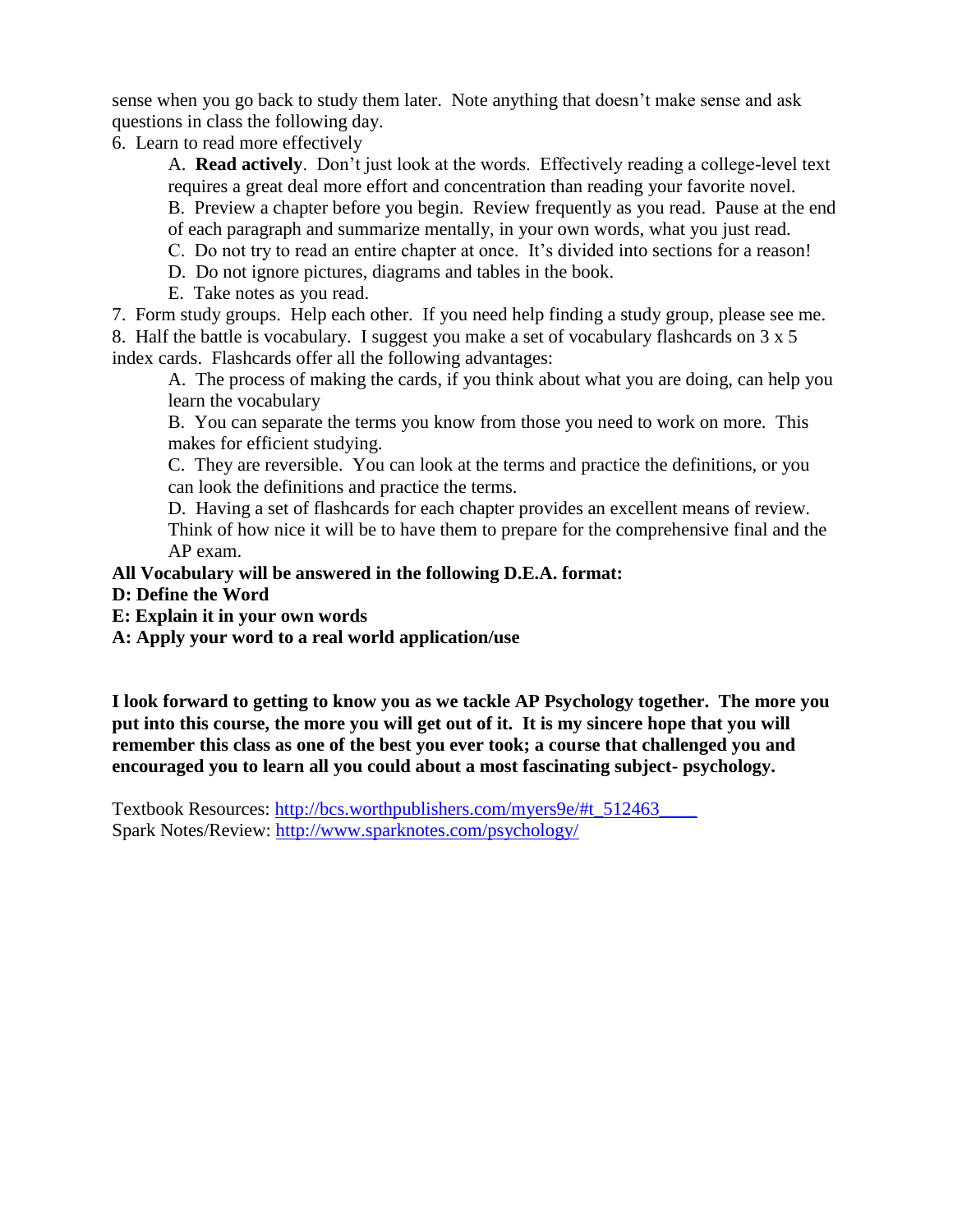sense when you go back to study them later. Note anything that doesn't make sense and ask questions in class the following day.

6. Learn to read more effectively
   - A. **Read actively**. Don't just look at the words. Effectively reading a college-level text requires a great deal more effort and concentration than reading your favorite novel.
   - B. Preview a chapter before you begin. Review frequently as you read. Pause at the end of each paragraph and summarize mentally, in your own words, what you just read.
   - C. Do not try to read an entire chapter at once. It's divided into sections for a reason!
   - D. Do not ignore pictures, diagrams and tables in the book.
   - E. Take notes as you read.
7. Form study groups. Help each other. If you need help finding a study group, please see me.
8. Half the battle is vocabulary. I suggest you make a set of vocabulary flashcards on 3 x 5 index cards. Flashcards offer all the following advantages:
   - A. The process of making the cards, if you think about what you are doing, can help you learn the vocabulary
   - B. You can separate the terms you know from those you need to work on more. This makes for efficient studying.
   - C. They are reversible. You can look at the terms and practice the definitions, or you can look the definitions and practice the terms.
   - D. Having a set of flashcards for each chapter provides an excellent means of review. Think of how nice it will be to have them to prepare for the comprehensive final and the AP exam.

**All Vocabulary will be answered in the following D.E.A. format:**
**D: Define the Word**
**E: Explain it in your own words**
**A: Apply your word to a real world application/use**

**I look forward to getting to know you as we tackle AP Psychology together. The more you put into this course, the more you will get out of it. It is my sincere hope that you will remember this class as one of the best you ever took; a course that challenged you and encouraged you to learn all you could about a most fascinating subject- psychology.**

Textbook Resources: http://bcs.worthpublishers.com/myers9e/#t_512463____
Spark Notes/Review: http://www.sparknotes.com/psychology/